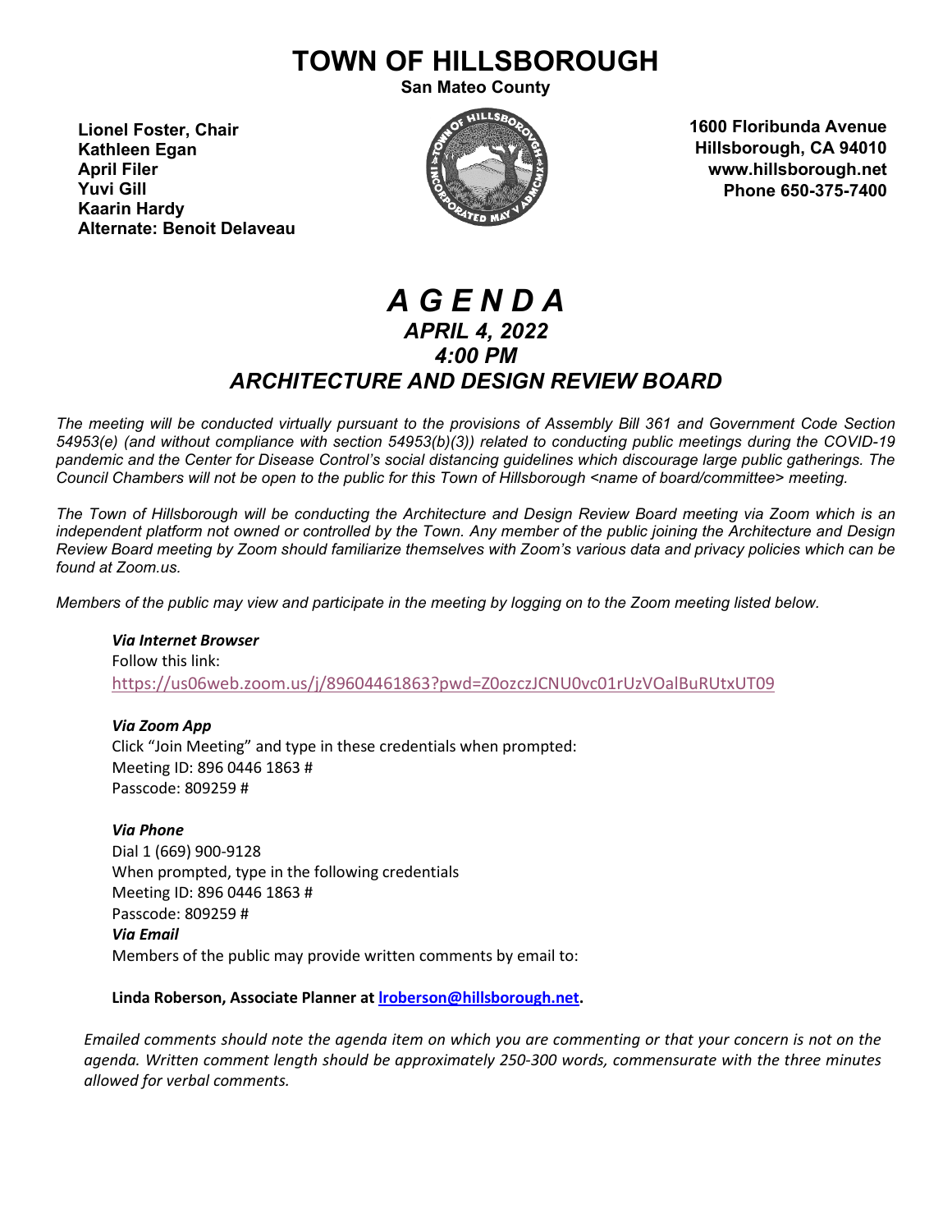# TOWN OF HILLSBOROUGH

**San Mateo County**

**Lionel Foster, Chair**
**Kathleen Egan**
**April Filer**
**Yuvi Gill**
**Kaarin Hardy**
**Alternate: Benoit Delaveau**

**1600 Floribunda Avenue**
**Hillsborough, CA 94010**
**www.hillsborough.net**
**Phone 650-375-7400**

# *A G E N D A*

## *APRIL 4, 2022*
## *4:00 PM*
## *ARCHITECTURE AND DESIGN REVIEW BOARD*

*The meeting will be conducted virtually pursuant to the provisions of Assembly Bill 361 and Government Code Section 54953(e) (and without compliance with section 54953(b)(3)) related to conducting public meetings during the COVID-19 pandemic and the Center for Disease Control's social distancing guidelines which discourage large public gatherings. The Council Chambers will not be open to the public for this Town of Hillsborough <name of board/committee> meeting.*

*The Town of Hillsborough will be conducting the Architecture and Design Review Board meeting via Zoom which is an independent platform not owned or controlled by the Town. Any member of the public joining the Architecture and Design Review Board meeting by Zoom should familiarize themselves with Zoom's various data and privacy policies which can be found at Zoom.us.*

*Members of the public may view and participate in the meeting by logging on to the Zoom meeting listed below.*

***Via Internet Browser***
Follow this link:
https://us06web.zoom.us/j/89604461863?pwd=Z0ozczJCNU0vc01rUzVOalBuRUtxUT09

***Via Zoom App***
Click "Join Meeting" and type in these credentials when prompted:
Meeting ID: 896 0446 1863 #
Passcode: 809259 #

***Via Phone***
Dial 1 (669) 900-9128
When prompted, type in the following credentials
Meeting ID: 896 0446 1863 #
Passcode: 809259 #

***Via Email***
Members of the public may provide written comments by email to:

**Linda Roberson, Associate Planner at lroberson@hillsborough.net.**

*Emailed comments should note the agenda item on which you are commenting or that your concern is not on the agenda. Written comment length should be approximately 250-300 words, commensurate with the three minutes allowed for verbal comments.*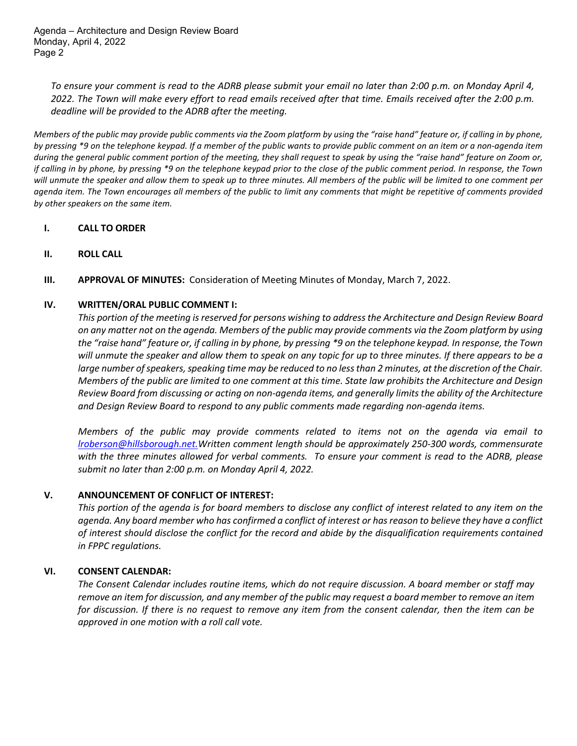*To ensure your comment is read to the ADRB please submit your email no later than 2:00 p.m. on Monday April 4, 2022. The Town will make every effort to read emails received after that time. Emails received after the 2:00 p.m. deadline will be provided to the ADRB after the meeting.*

*Members of the public may provide public comments via the Zoom platform by using the "raise hand" feature or, if calling in by phone, by pressing *9 on the telephone keypad. If a member of the public wants to provide public comment on an item or a non-agenda item during the general public comment portion of the meeting, they shall request to speak by using the "raise hand" feature on Zoom or, if calling in by phone, by pressing *9 on the telephone keypad prior to the close of the public comment period. In response, the Town will unmute the speaker and allow them to speak up to three minutes. All members of the public will be limited to one comment per agenda item. The Town encourages all members of the public to limit any comments that might be repetitive of comments provided by other speakers on the same item.*

**I. CALL TO ORDER**

**II. ROLL CALL**

**III. APPROVAL OF MINUTES:** Consideration of Meeting Minutes of Monday, March 7, 2022.

**IV. WRITTEN/ORAL PUBLIC COMMENT I:**

*This portion of the meeting is reserved for persons wishing to address the Architecture and Design Review Board on any matter not on the agenda. Members of the public may provide comments via the Zoom platform by using the "raise hand" feature or, if calling in by phone, by pressing *9 on the telephone keypad. In response, the Town will unmute the speaker and allow them to speak on any topic for up to three minutes. If there appears to be a large number of speakers, speaking time may be reduced to no less than 2 minutes, at the discretion of the Chair. Members of the public are limited to one comment at this time. State law prohibits the Architecture and Design Review Board from discussing or acting on non-agenda items, and generally limits the ability of the Architecture and Design Review Board to respond to any public comments made regarding non-agenda items.*

*Members of the public may provide comments related to items not on the agenda via email to [lroberson@hillsborough.net.](mailto:lroberson@hillsborough.net) Written comment length should be approximately 250-300 words, commensurate with the three minutes allowed for verbal comments. To ensure your comment is read to the ADRB, please submit no later than 2:00 p.m. on Monday April 4, 2022.*

**V. ANNOUNCEMENT OF CONFLICT OF INTEREST:**

*This portion of the agenda is for board members to disclose any conflict of interest related to any item on the agenda. Any board member who has confirmed a conflict of interest or has reason to believe they have a conflict of interest should disclose the conflict for the record and abide by the disqualification requirements contained in FPPC regulations.*

**VI. CONSENT CALENDAR:**

*The Consent Calendar includes routine items, which do not require discussion. A board member or staff may remove an item for discussion, and any member of the public may request a board member to remove an item for discussion. If there is no request to remove any item from the consent calendar, then the item can be approved in one motion with a roll call vote.*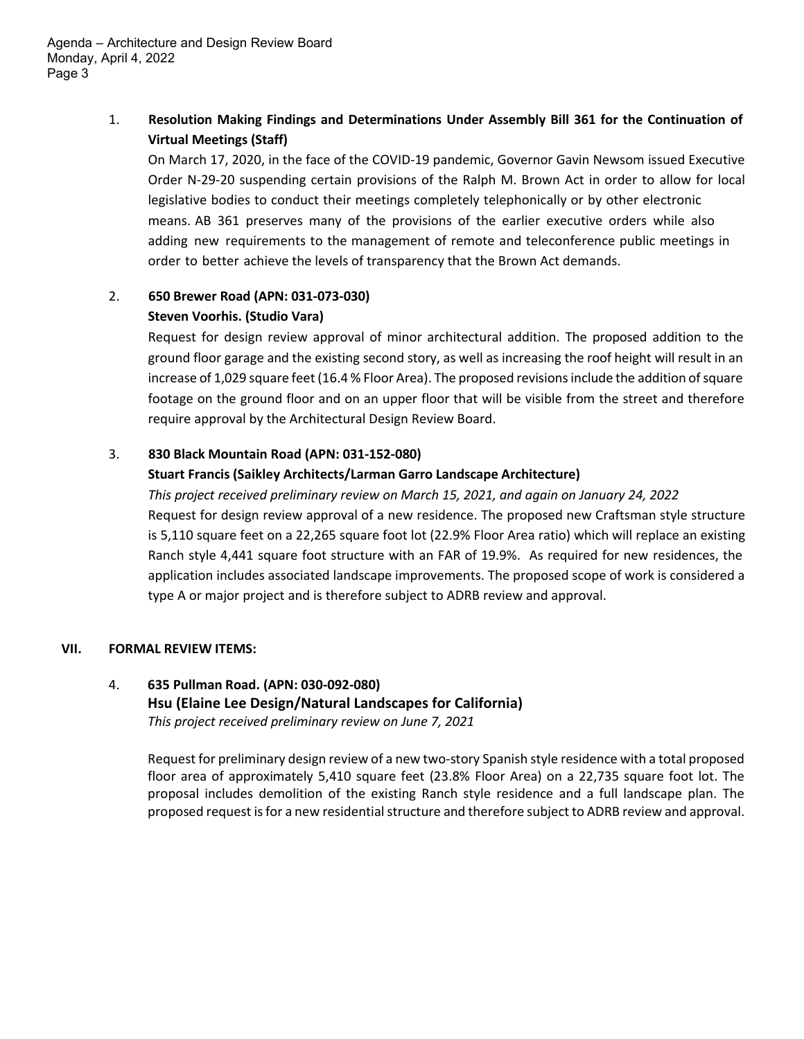1. **Resolution Making Findings and Determinations Under Assembly Bill 361 for the Continuation of Virtual Meetings (Staff)**
   On March 17, 2020, in the face of the COVID-19 pandemic, Governor Gavin Newsom issued Executive Order N-29-20 suspending certain provisions of the Ralph M. Brown Act in order to allow for local legislative bodies to conduct their meetings completely telephonically or by other electronic means. AB 361 preserves many of the provisions of the earlier executive orders while also adding new requirements to the management of remote and teleconference public meetings in order to better achieve the levels of transparency that the Brown Act demands.

2. **650 Brewer Road (APN: 031-073-030)**
   **Steven Voorhis. (Studio Vara)**
   Request for design review approval of minor architectural addition. The proposed addition to the ground floor garage and the existing second story, as well as increasing the roof height will result in an increase of 1,029 square feet (16.4 % Floor Area). The proposed revisions include the addition of square footage on the ground floor and on an upper floor that will be visible from the street and therefore require approval by the Architectural Design Review Board.

3. **830 Black Mountain Road (APN: 031-152-080)**
   **Stuart Francis (Saikley Architects/Larman Garro Landscape Architecture)**
   *This project received preliminary review on March 15, 2021, and again on January 24, 2022*
   Request for design review approval of a new residence. The proposed new Craftsman style structure is 5,110 square feet on a 22,265 square foot lot (22.9% Floor Area ratio) which will replace an existing Ranch style 4,441 square foot structure with an FAR of 19.9%. As required for new residences, the application includes associated landscape improvements. The proposed scope of work is considered a type A or major project and is therefore subject to ADRB review and approval.

## VII. FORMAL REVIEW ITEMS:

4. **635 Pullman Road. (APN: 030-092-080)**
   **Hsu (Elaine Lee Design/Natural Landscapes for California)**
   *This project received preliminary review on June 7, 2021*

   Request for preliminary design review of a new two-story Spanish style residence with a total proposed floor area of approximately 5,410 square feet (23.8% Floor Area) on a 22,735 square foot lot. The proposal includes demolition of the existing Ranch style residence and a full landscape plan. The proposed request is for a new residential structure and therefore subject to ADRB review and approval.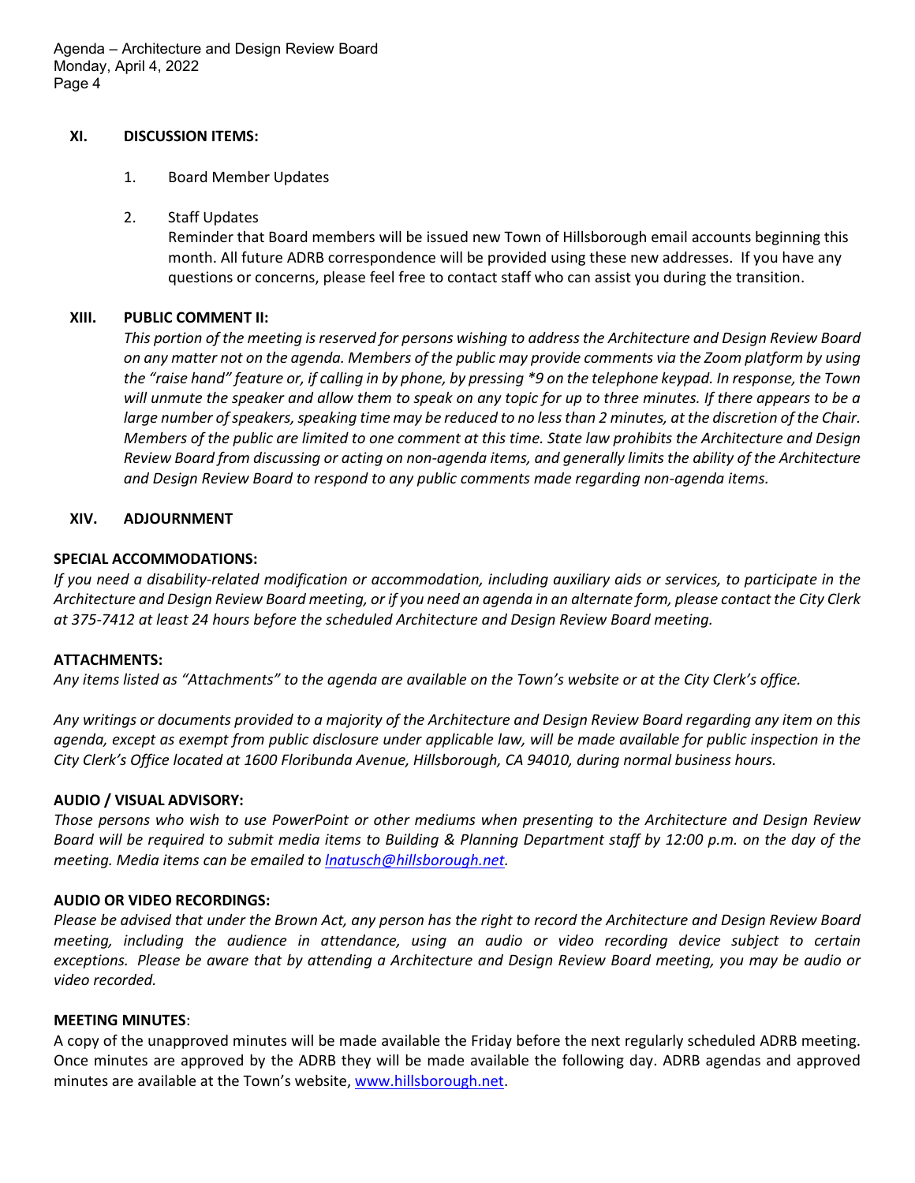## XI. DISCUSSION ITEMS:

1. Board Member Updates

2. Staff Updates

   Reminder that Board members will be issued new Town of Hillsborough email accounts beginning this month. All future ADRB correspondence will be provided using these new addresses. If you have any questions or concerns, please feel free to contact staff who can assist you during the transition.

## XIII. PUBLIC COMMENT II:

*This portion of the meeting is reserved for persons wishing to address the Architecture and Design Review Board on any matter not on the agenda. Members of the public may provide comments via the Zoom platform by using the "raise hand" feature or, if calling in by phone, by pressing *9 on the telephone keypad. In response, the Town will unmute the speaker and allow them to speak on any topic for up to three minutes. If there appears to be a large number of speakers, speaking time may be reduced to no less than 2 minutes, at the discretion of the Chair. Members of the public are limited to one comment at this time. State law prohibits the Architecture and Design Review Board from discussing or acting on non-agenda items, and generally limits the ability of the Architecture and Design Review Board to respond to any public comments made regarding non-agenda items.*

## XIV. ADJOURNMENT

**SPECIAL ACCOMMODATIONS:**

*If you need a disability-related modification or accommodation, including auxiliary aids or services, to participate in the Architecture and Design Review Board meeting, or if you need an agenda in an alternate form, please contact the City Clerk at 375-7412 at least 24 hours before the scheduled Architecture and Design Review Board meeting.*

**ATTACHMENTS:**

*Any items listed as "Attachments" to the agenda are available on the Town's website or at the City Clerk's office.*

*Any writings or documents provided to a majority of the Architecture and Design Review Board regarding any item on this agenda, except as exempt from public disclosure under applicable law, will be made available for public inspection in the City Clerk's Office located at 1600 Floribunda Avenue, Hillsborough, CA 94010, during normal business hours.*

**AUDIO / VISUAL ADVISORY:**

*Those persons who wish to use PowerPoint or other mediums when presenting to the Architecture and Design Review Board will be required to submit media items to Building & Planning Department staff by 12:00 p.m. on the day of the meeting. Media items can be emailed to lnatusch@hillsborough.net.*

**AUDIO OR VIDEO RECORDINGS:**

*Please be advised that under the Brown Act, any person has the right to record the Architecture and Design Review Board meeting, including the audience in attendance, using an audio or video recording device subject to certain exceptions. Please be aware that by attending a Architecture and Design Review Board meeting, you may be audio or video recorded.*

**MEETING MINUTES**:

A copy of the unapproved minutes will be made available the Friday before the next regularly scheduled ADRB meeting. Once minutes are approved by the ADRB they will be made available the following day. ADRB agendas and approved minutes are available at the Town's website, www.hillsborough.net.